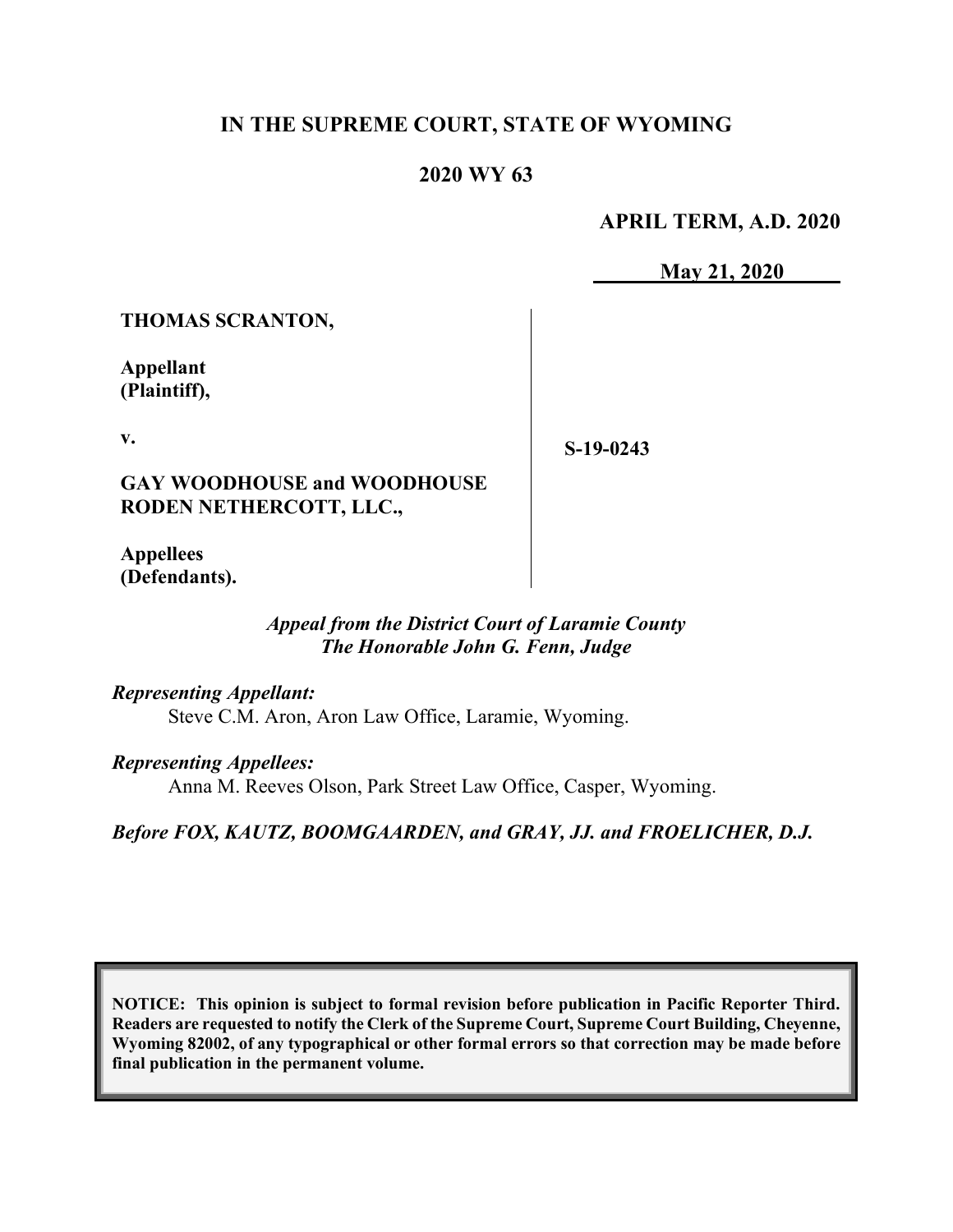**IN THE SUPREME COURT, STATE OF WYOMING**

**2020 WY 63**

**APRIL TERM, A.D. 2020**

**May 21, 2020**

| | |
|---|---|
| **THOMAS SCRANTON,**<br><br>**Appellant**<br>**(Plaintiff),**<br><br>**v.**<br><br>**GAY WOODHOUSE and WOODHOUSE RODEN NETHERCOTT, LLC.,**<br><br>**Appellees**<br>**(Defendants).** | **S-19-0243** |

*Appeal from the District Court of Laramie County*
*The Honorable John G. Fenn, Judge*

*Representing Appellant:*
Steve C.M. Aron, Aron Law Office, Laramie, Wyoming.

*Representing Appellees:*
Anna M. Reeves Olson, Park Street Law Office, Casper, Wyoming.

*Before FOX, KAUTZ, BOOMGAARDEN, and GRAY, JJ. and FROELICHER, D.J.*

**NOTICE: This opinion is subject to formal revision before publication in Pacific Reporter Third. Readers are requested to notify the Clerk of the Supreme Court, Supreme Court Building, Cheyenne, Wyoming 82002, of any typographical or other formal errors so that correction may be made before final publication in the permanent volume.**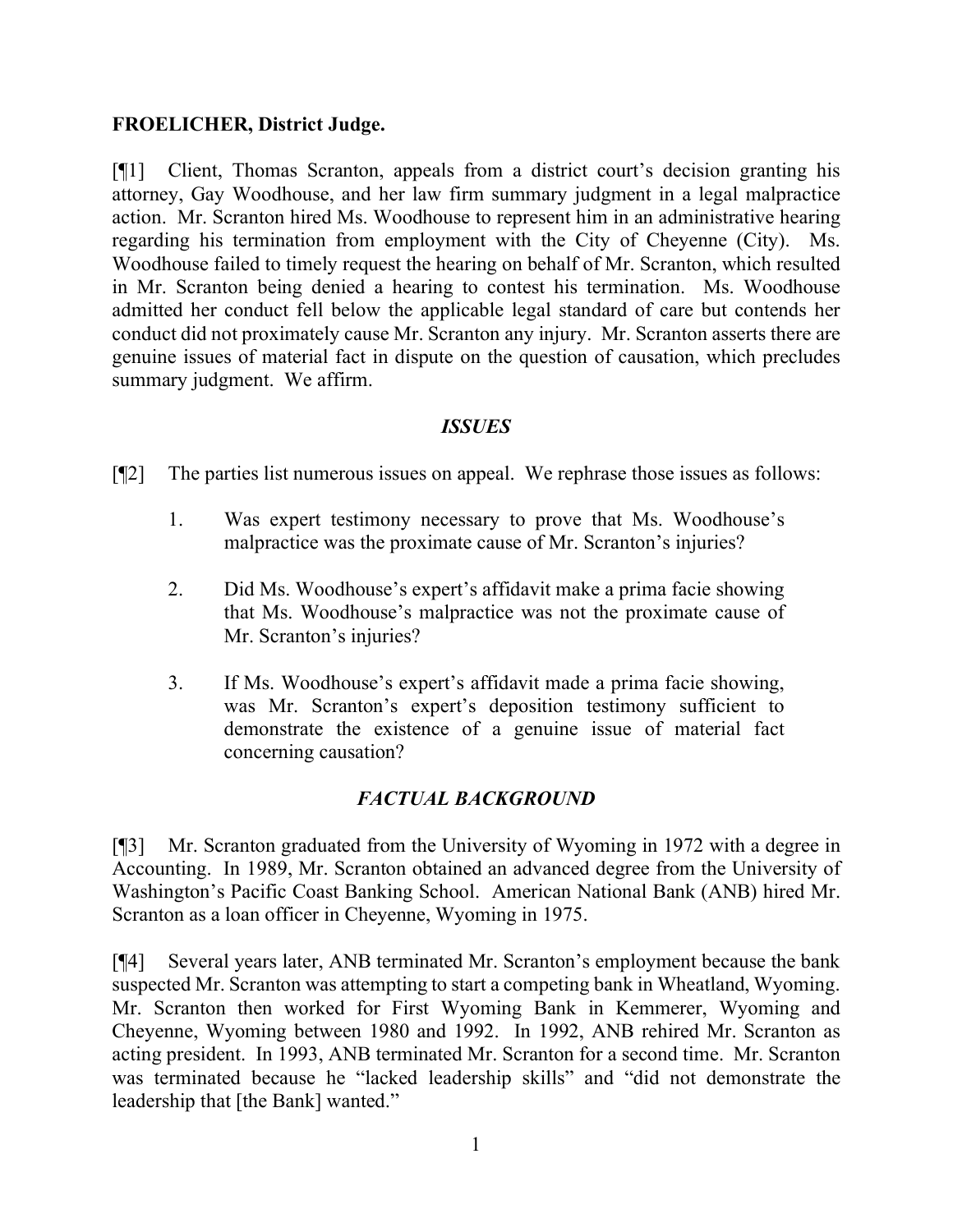**FROELICHER, District Judge.**

[¶1] Client, Thomas Scranton, appeals from a district court's decision granting his attorney, Gay Woodhouse, and her law firm summary judgment in a legal malpractice action. Mr. Scranton hired Ms. Woodhouse to represent him in an administrative hearing regarding his termination from employment with the City of Cheyenne (City). Ms. Woodhouse failed to timely request the hearing on behalf of Mr. Scranton, which resulted in Mr. Scranton being denied a hearing to contest his termination. Ms. Woodhouse admitted her conduct fell below the applicable legal standard of care but contends her conduct did not proximately cause Mr. Scranton any injury. Mr. Scranton asserts there are genuine issues of material fact in dispute on the question of causation, which precludes summary judgment. We affirm.

## *ISSUES*

[¶2] The parties list numerous issues on appeal. We rephrase those issues as follows:

1. Was expert testimony necessary to prove that Ms. Woodhouse's malpractice was the proximate cause of Mr. Scranton's injuries?

2. Did Ms. Woodhouse's expert's affidavit make a prima facie showing that Ms. Woodhouse's malpractice was not the proximate cause of Mr. Scranton's injuries?

3. If Ms. Woodhouse's expert's affidavit made a prima facie showing, was Mr. Scranton's expert's deposition testimony sufficient to demonstrate the existence of a genuine issue of material fact concerning causation?

## *FACTUAL BACKGROUND*

[¶3] Mr. Scranton graduated from the University of Wyoming in 1972 with a degree in Accounting. In 1989, Mr. Scranton obtained an advanced degree from the University of Washington's Pacific Coast Banking School. American National Bank (ANB) hired Mr. Scranton as a loan officer in Cheyenne, Wyoming in 1975.

[¶4] Several years later, ANB terminated Mr. Scranton's employment because the bank suspected Mr. Scranton was attempting to start a competing bank in Wheatland, Wyoming. Mr. Scranton then worked for First Wyoming Bank in Kemmerer, Wyoming and Cheyenne, Wyoming between 1980 and 1992. In 1992, ANB rehired Mr. Scranton as acting president. In 1993, ANB terminated Mr. Scranton for a second time. Mr. Scranton was terminated because he "lacked leadership skills" and "did not demonstrate the leadership that [the Bank] wanted."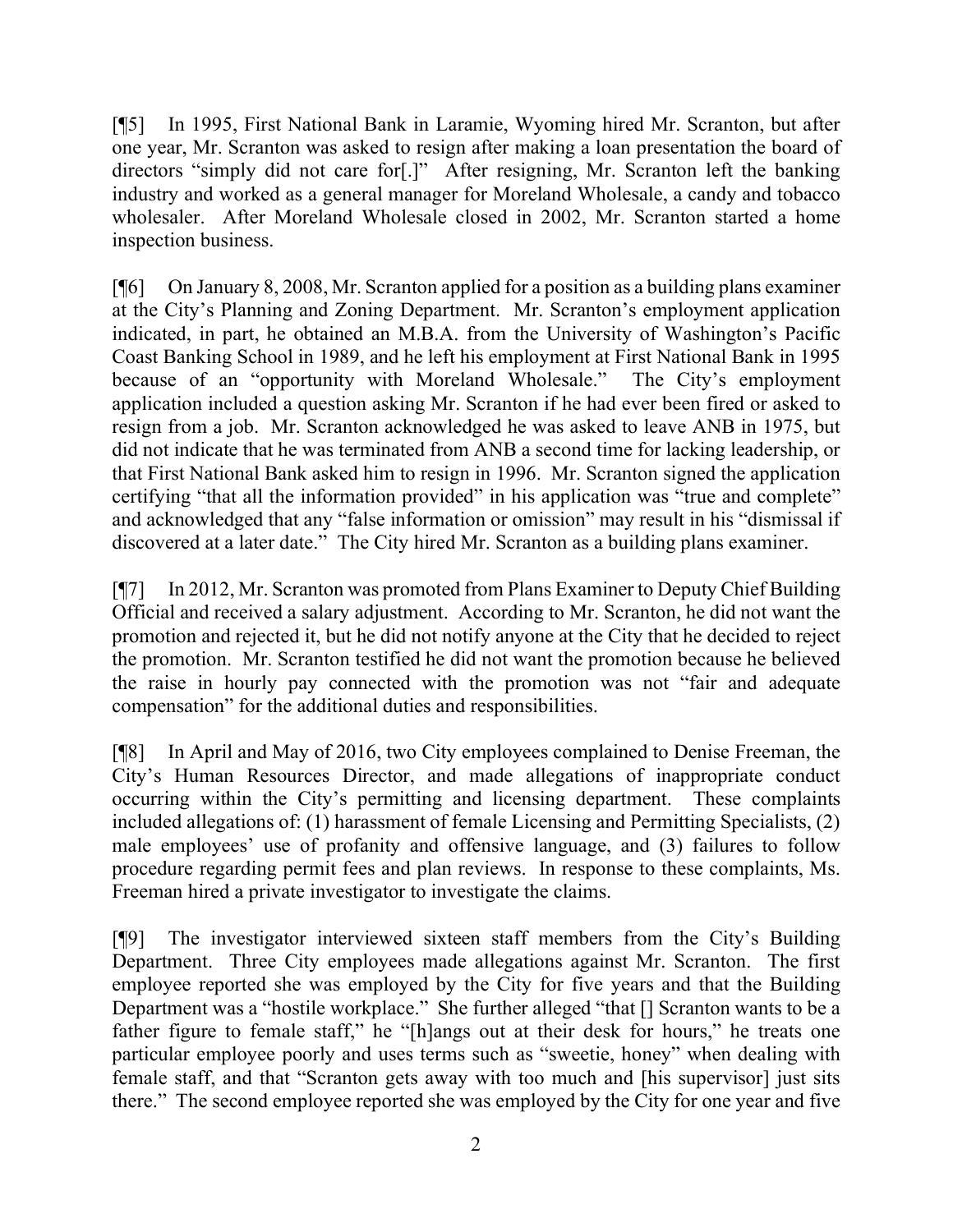[¶5] In 1995, First National Bank in Laramie, Wyoming hired Mr. Scranton, but after one year, Mr. Scranton was asked to resign after making a loan presentation the board of directors "simply did not care for[.]" After resigning, Mr. Scranton left the banking industry and worked as a general manager for Moreland Wholesale, a candy and tobacco wholesaler. After Moreland Wholesale closed in 2002, Mr. Scranton started a home inspection business.

[¶6] On January 8, 2008, Mr. Scranton applied for a position as a building plans examiner at the City's Planning and Zoning Department. Mr. Scranton's employment application indicated, in part, he obtained an M.B.A. from the University of Washington's Pacific Coast Banking School in 1989, and he left his employment at First National Bank in 1995 because of an "opportunity with Moreland Wholesale." The City's employment application included a question asking Mr. Scranton if he had ever been fired or asked to resign from a job. Mr. Scranton acknowledged he was asked to leave ANB in 1975, but did not indicate that he was terminated from ANB a second time for lacking leadership, or that First National Bank asked him to resign in 1996. Mr. Scranton signed the application certifying "that all the information provided" in his application was "true and complete" and acknowledged that any "false information or omission" may result in his "dismissal if discovered at a later date." The City hired Mr. Scranton as a building plans examiner.

[¶7] In 2012, Mr. Scranton was promoted from Plans Examiner to Deputy Chief Building Official and received a salary adjustment. According to Mr. Scranton, he did not want the promotion and rejected it, but he did not notify anyone at the City that he decided to reject the promotion. Mr. Scranton testified he did not want the promotion because he believed the raise in hourly pay connected with the promotion was not "fair and adequate compensation" for the additional duties and responsibilities.

[¶8] In April and May of 2016, two City employees complained to Denise Freeman, the City's Human Resources Director, and made allegations of inappropriate conduct occurring within the City's permitting and licensing department. These complaints included allegations of: (1) harassment of female Licensing and Permitting Specialists, (2) male employees' use of profanity and offensive language, and (3) failures to follow procedure regarding permit fees and plan reviews. In response to these complaints, Ms. Freeman hired a private investigator to investigate the claims.

[¶9] The investigator interviewed sixteen staff members from the City's Building Department. Three City employees made allegations against Mr. Scranton. The first employee reported she was employed by the City for five years and that the Building Department was a "hostile workplace." She further alleged "that [] Scranton wants to be a father figure to female staff," he "[h]angs out at their desk for hours," he treats one particular employee poorly and uses terms such as "sweetie, honey" when dealing with female staff, and that "Scranton gets away with too much and [his supervisor] just sits there." The second employee reported she was employed by the City for one year and five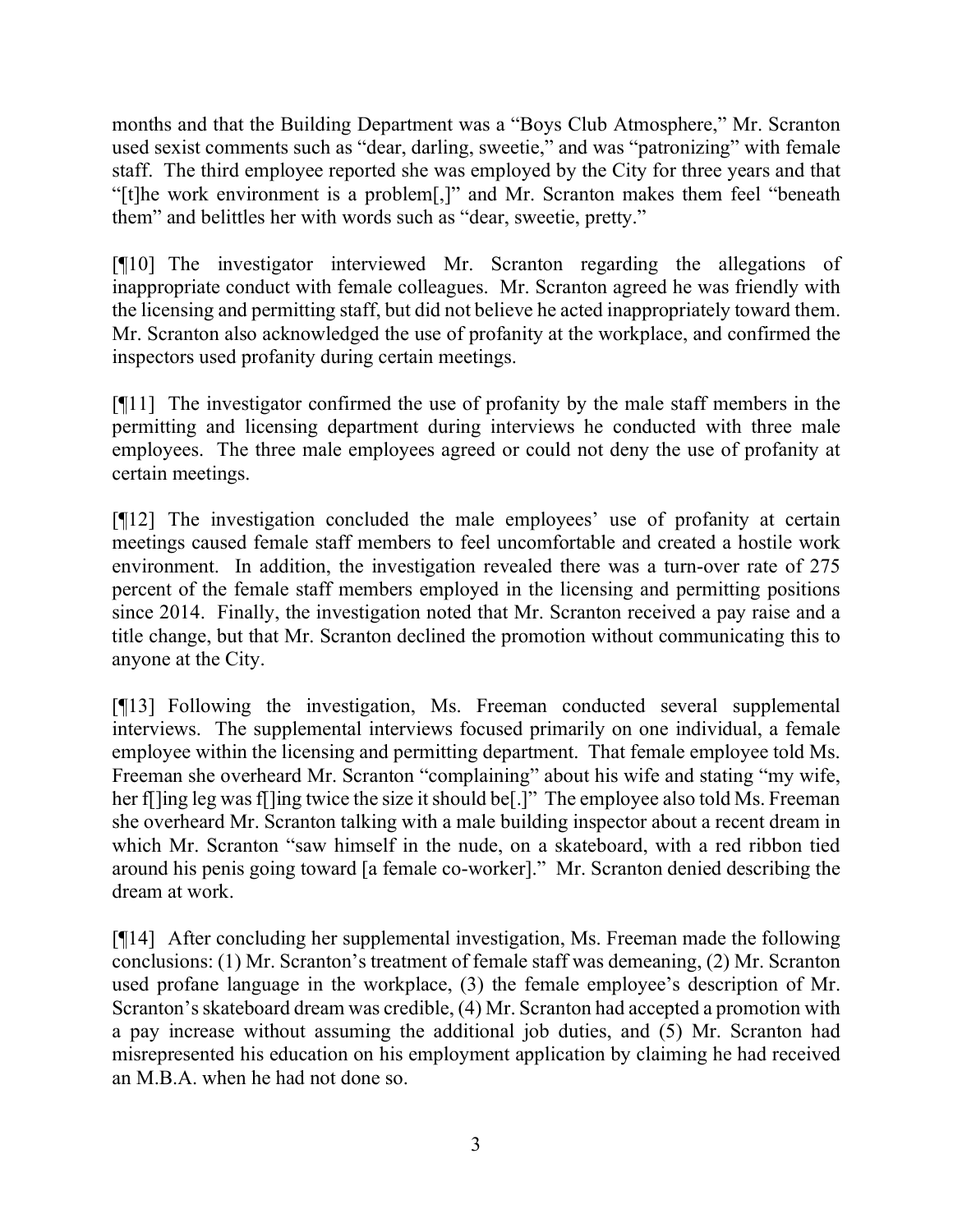months and that the Building Department was a "Boys Club Atmosphere," Mr. Scranton used sexist comments such as "dear, darling, sweetie," and was "patronizing" with female staff. The third employee reported she was employed by the City for three years and that "[t]he work environment is a problem[,]" and Mr. Scranton makes them feel "beneath them" and belittles her with words such as "dear, sweetie, pretty."

[¶10] The investigator interviewed Mr. Scranton regarding the allegations of inappropriate conduct with female colleagues. Mr. Scranton agreed he was friendly with the licensing and permitting staff, but did not believe he acted inappropriately toward them. Mr. Scranton also acknowledged the use of profanity at the workplace, and confirmed the inspectors used profanity during certain meetings.

[¶11] The investigator confirmed the use of profanity by the male staff members in the permitting and licensing department during interviews he conducted with three male employees. The three male employees agreed or could not deny the use of profanity at certain meetings.

[¶12] The investigation concluded the male employees' use of profanity at certain meetings caused female staff members to feel uncomfortable and created a hostile work environment. In addition, the investigation revealed there was a turn-over rate of 275 percent of the female staff members employed in the licensing and permitting positions since 2014. Finally, the investigation noted that Mr. Scranton received a pay raise and a title change, but that Mr. Scranton declined the promotion without communicating this to anyone at the City.

[¶13] Following the investigation, Ms. Freeman conducted several supplemental interviews. The supplemental interviews focused primarily on one individual, a female employee within the licensing and permitting department. That female employee told Ms. Freeman she overheard Mr. Scranton "complaining" about his wife and stating "my wife, her f[]ing leg was f[]ing twice the size it should be[.]" The employee also told Ms. Freeman she overheard Mr. Scranton talking with a male building inspector about a recent dream in which Mr. Scranton "saw himself in the nude, on a skateboard, with a red ribbon tied around his penis going toward [a female co-worker]." Mr. Scranton denied describing the dream at work.

[¶14] After concluding her supplemental investigation, Ms. Freeman made the following conclusions: (1) Mr. Scranton's treatment of female staff was demeaning, (2) Mr. Scranton used profane language in the workplace, (3) the female employee's description of Mr. Scranton's skateboard dream was credible, (4) Mr. Scranton had accepted a promotion with a pay increase without assuming the additional job duties, and (5) Mr. Scranton had misrepresented his education on his employment application by claiming he had received an M.B.A. when he had not done so.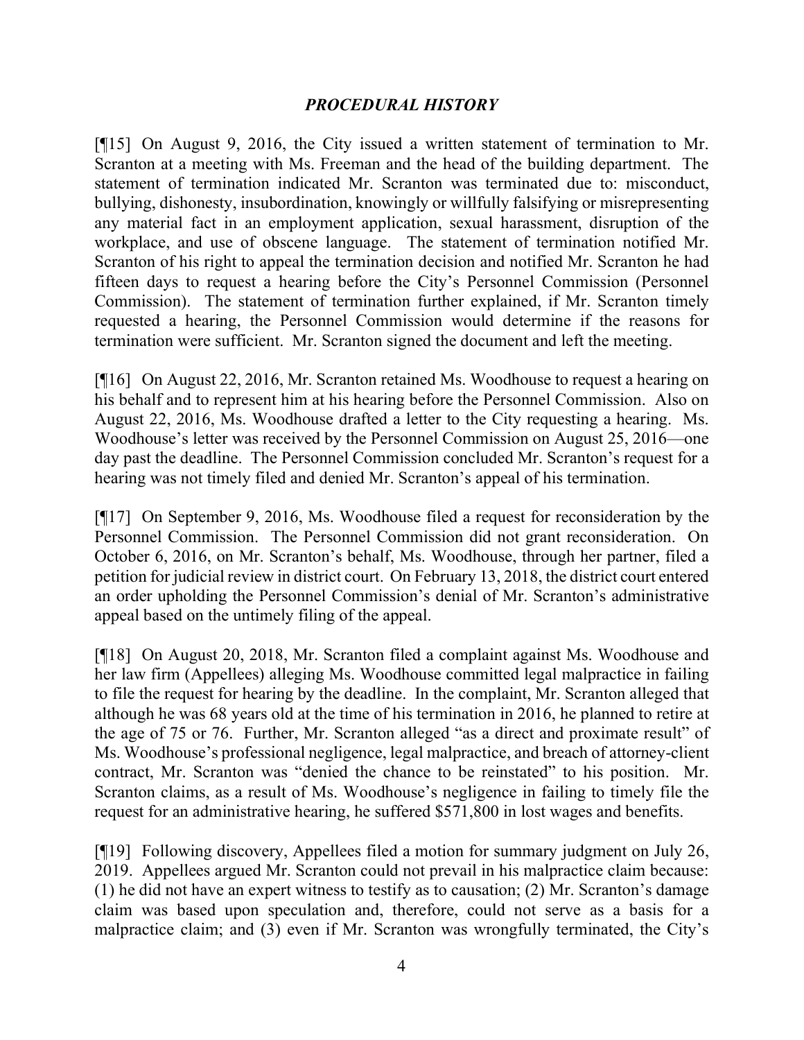## *PROCEDURAL HISTORY*

[¶15] On August 9, 2016, the City issued a written statement of termination to Mr. Scranton at a meeting with Ms. Freeman and the head of the building department. The statement of termination indicated Mr. Scranton was terminated due to: misconduct, bullying, dishonesty, insubordination, knowingly or willfully falsifying or misrepresenting any material fact in an employment application, sexual harassment, disruption of the workplace, and use of obscene language. The statement of termination notified Mr. Scranton of his right to appeal the termination decision and notified Mr. Scranton he had fifteen days to request a hearing before the City's Personnel Commission (Personnel Commission). The statement of termination further explained, if Mr. Scranton timely requested a hearing, the Personnel Commission would determine if the reasons for termination were sufficient. Mr. Scranton signed the document and left the meeting.

[¶16] On August 22, 2016, Mr. Scranton retained Ms. Woodhouse to request a hearing on his behalf and to represent him at his hearing before the Personnel Commission. Also on August 22, 2016, Ms. Woodhouse drafted a letter to the City requesting a hearing. Ms. Woodhouse's letter was received by the Personnel Commission on August 25, 2016—one day past the deadline. The Personnel Commission concluded Mr. Scranton's request for a hearing was not timely filed and denied Mr. Scranton's appeal of his termination.

[¶17] On September 9, 2016, Ms. Woodhouse filed a request for reconsideration by the Personnel Commission. The Personnel Commission did not grant reconsideration. On October 6, 2016, on Mr. Scranton's behalf, Ms. Woodhouse, through her partner, filed a petition for judicial review in district court. On February 13, 2018, the district court entered an order upholding the Personnel Commission's denial of Mr. Scranton's administrative appeal based on the untimely filing of the appeal.

[¶18] On August 20, 2018, Mr. Scranton filed a complaint against Ms. Woodhouse and her law firm (Appellees) alleging Ms. Woodhouse committed legal malpractice in failing to file the request for hearing by the deadline. In the complaint, Mr. Scranton alleged that although he was 68 years old at the time of his termination in 2016, he planned to retire at the age of 75 or 76. Further, Mr. Scranton alleged "as a direct and proximate result" of Ms. Woodhouse's professional negligence, legal malpractice, and breach of attorney-client contract, Mr. Scranton was "denied the chance to be reinstated" to his position. Mr. Scranton claims, as a result of Ms. Woodhouse's negligence in failing to timely file the request for an administrative hearing, he suffered $571,800 in lost wages and benefits.

[¶19] Following discovery, Appellees filed a motion for summary judgment on July 26, 2019. Appellees argued Mr. Scranton could not prevail in his malpractice claim because: (1) he did not have an expert witness to testify as to causation; (2) Mr. Scranton's damage claim was based upon speculation and, therefore, could not serve as a basis for a malpractice claim; and (3) even if Mr. Scranton was wrongfully terminated, the City's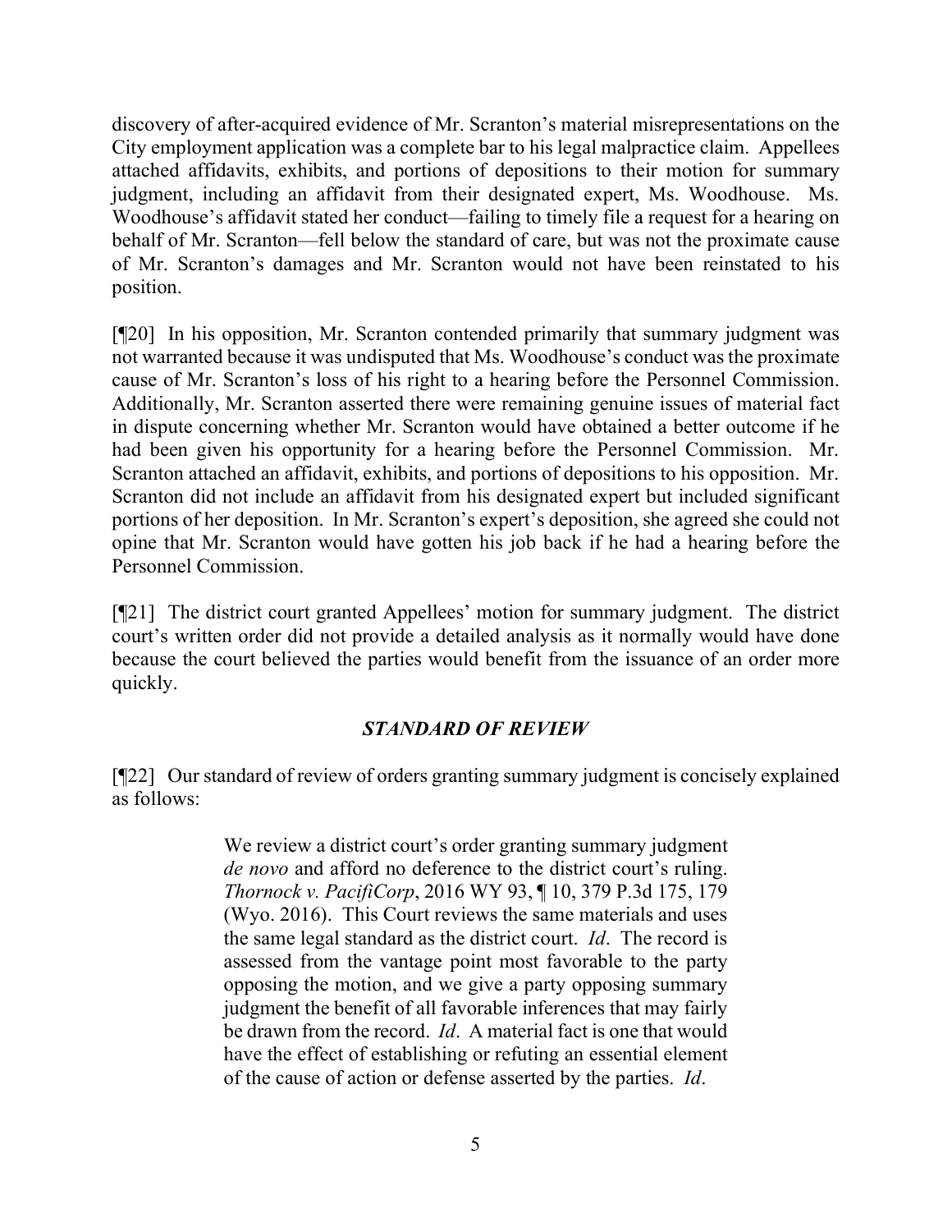discovery of after-acquired evidence of Mr. Scranton's material misrepresentations on the City employment application was a complete bar to his legal malpractice claim. Appellees attached affidavits, exhibits, and portions of depositions to their motion for summary judgment, including an affidavit from their designated expert, Ms. Woodhouse. Ms. Woodhouse's affidavit stated her conduct—failing to timely file a request for a hearing on behalf of Mr. Scranton—fell below the standard of care, but was not the proximate cause of Mr. Scranton's damages and Mr. Scranton would not have been reinstated to his position.

[¶20] In his opposition, Mr. Scranton contended primarily that summary judgment was not warranted because it was undisputed that Ms. Woodhouse's conduct was the proximate cause of Mr. Scranton's loss of his right to a hearing before the Personnel Commission. Additionally, Mr. Scranton asserted there were remaining genuine issues of material fact in dispute concerning whether Mr. Scranton would have obtained a better outcome if he had been given his opportunity for a hearing before the Personnel Commission. Mr. Scranton attached an affidavit, exhibits, and portions of depositions to his opposition. Mr. Scranton did not include an affidavit from his designated expert but included significant portions of her deposition. In Mr. Scranton's expert's deposition, she agreed she could not opine that Mr. Scranton would have gotten his job back if he had a hearing before the Personnel Commission.

[¶21] The district court granted Appellees' motion for summary judgment. The district court's written order did not provide a detailed analysis as it normally would have done because the court believed the parties would benefit from the issuance of an order more quickly.

### *STANDARD OF REVIEW*

[¶22] Our standard of review of orders granting summary judgment is concisely explained as follows:

> We review a district court's order granting summary judgment *de novo* and afford no deference to the district court's ruling. *Thornock v. PacifiCorp*, 2016 WY 93, ¶ 10, 379 P.3d 175, 179 (Wyo. 2016). This Court reviews the same materials and uses the same legal standard as the district court. *Id*. The record is assessed from the vantage point most favorable to the party opposing the motion, and we give a party opposing summary judgment the benefit of all favorable inferences that may fairly be drawn from the record. *Id*. A material fact is one that would have the effect of establishing or refuting an essential element of the cause of action or defense asserted by the parties. *Id*.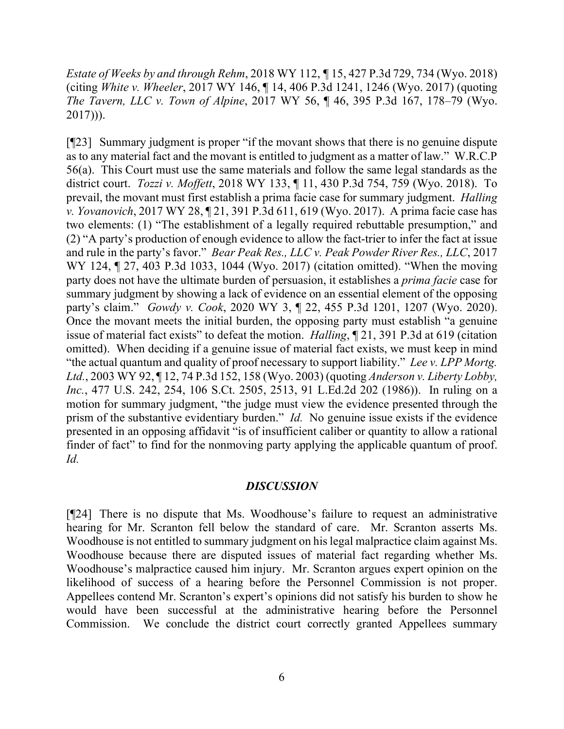*Estate of Weeks by and through Rehm*, 2018 WY 112, ¶ 15, 427 P.3d 729, 734 (Wyo. 2018) (citing *White v. Wheeler*, 2017 WY 146, ¶ 14, 406 P.3d 1241, 1246 (Wyo. 2017) (quoting *The Tavern, LLC v. Town of Alpine*, 2017 WY 56, ¶ 46, 395 P.3d 167, 178–79 (Wyo. 2017))).

[¶23] Summary judgment is proper "if the movant shows that there is no genuine dispute as to any material fact and the movant is entitled to judgment as a matter of law." W.R.C.P 56(a). This Court must use the same materials and follow the same legal standards as the district court. *Tozzi v. Moffett*, 2018 WY 133, ¶ 11, 430 P.3d 754, 759 (Wyo. 2018). To prevail, the movant must first establish a prima facie case for summary judgment. *Halling v. Yovanovich*, 2017 WY 28, ¶ 21, 391 P.3d 611, 619 (Wyo. 2017). A prima facie case has two elements: (1) "The establishment of a legally required rebuttable presumption," and (2) "A party's production of enough evidence to allow the fact-trier to infer the fact at issue and rule in the party's favor." *Bear Peak Res., LLC v. Peak Powder River Res., LLC*, 2017 WY 124, ¶ 27, 403 P.3d 1033, 1044 (Wyo. 2017) (citation omitted). "When the moving party does not have the ultimate burden of persuasion, it establishes a *prima facie* case for summary judgment by showing a lack of evidence on an essential element of the opposing party's claim." *Gowdy v. Cook*, 2020 WY 3, ¶ 22, 455 P.3d 1201, 1207 (Wyo. 2020). Once the movant meets the initial burden, the opposing party must establish "a genuine issue of material fact exists" to defeat the motion. *Halling*, ¶ 21, 391 P.3d at 619 (citation omitted). When deciding if a genuine issue of material fact exists, we must keep in mind "the actual quantum and quality of proof necessary to support liability." *Lee v. LPP Mortg. Ltd.*, 2003 WY 92, ¶ 12, 74 P.3d 152, 158 (Wyo. 2003) (quoting *Anderson v. Liberty Lobby, Inc.*, 477 U.S. 242, 254, 106 S.Ct. 2505, 2513, 91 L.Ed.2d 202 (1986)). In ruling on a motion for summary judgment, "the judge must view the evidence presented through the prism of the substantive evidentiary burden." *Id.* No genuine issue exists if the evidence presented in an opposing affidavit "is of insufficient caliber or quantity to allow a rational finder of fact" to find for the nonmoving party applying the applicable quantum of proof. *Id.*

## *DISCUSSION*

[¶24] There is no dispute that Ms. Woodhouse's failure to request an administrative hearing for Mr. Scranton fell below the standard of care. Mr. Scranton asserts Ms. Woodhouse is not entitled to summary judgment on his legal malpractice claim against Ms. Woodhouse because there are disputed issues of material fact regarding whether Ms. Woodhouse's malpractice caused him injury. Mr. Scranton argues expert opinion on the likelihood of success of a hearing before the Personnel Commission is not proper. Appellees contend Mr. Scranton's expert's opinions did not satisfy his burden to show he would have been successful at the administrative hearing before the Personnel Commission. We conclude the district court correctly granted Appellees summary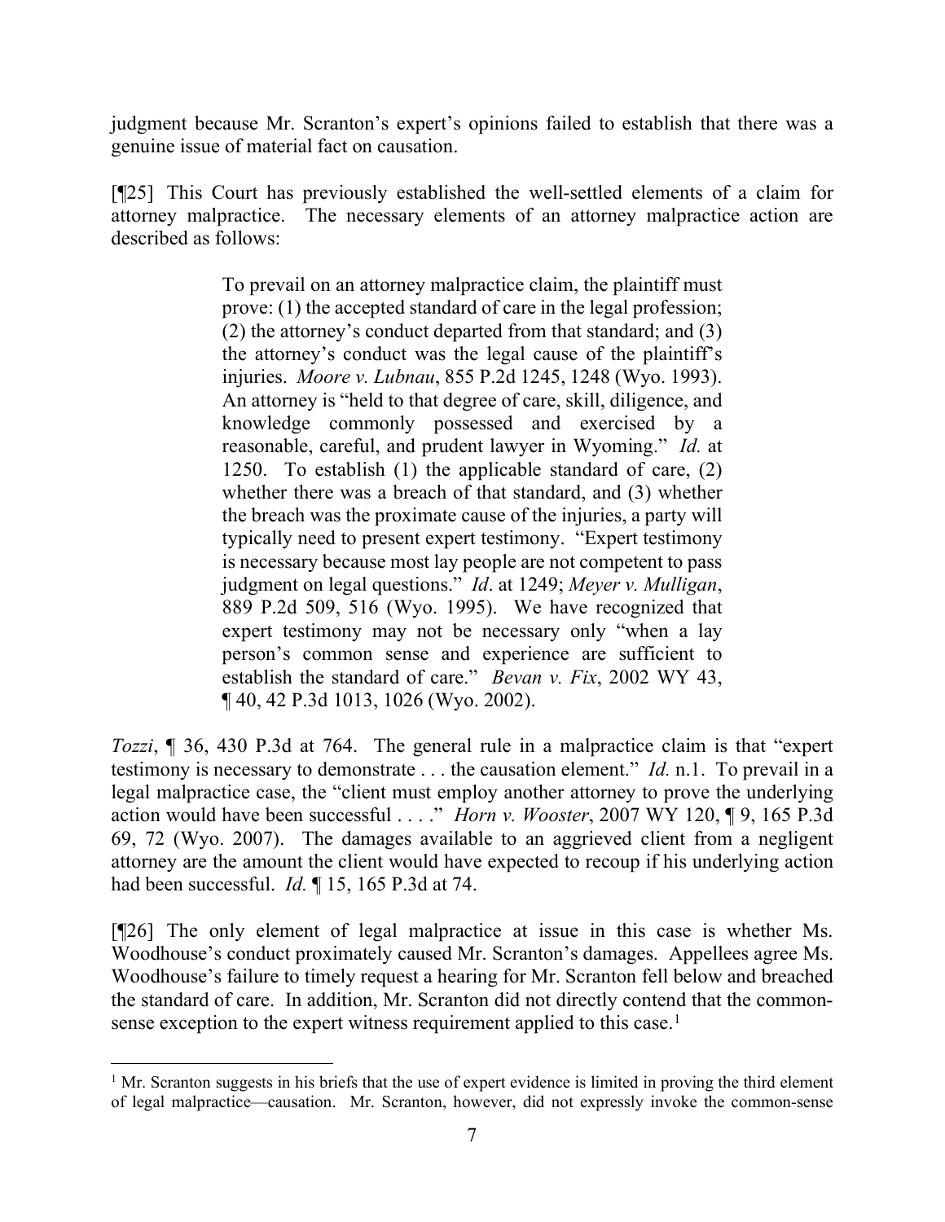judgment because Mr. Scranton's expert's opinions failed to establish that there was a genuine issue of material fact on causation.

[¶25] This Court has previously established the well-settled elements of a claim for attorney malpractice. The necessary elements of an attorney malpractice action are described as follows:

> To prevail on an attorney malpractice claim, the plaintiff must prove: (1) the accepted standard of care in the legal profession; (2) the attorney's conduct departed from that standard; and (3) the attorney's conduct was the legal cause of the plaintiff's injuries. *Moore v. Lubnau*, 855 P.2d 1245, 1248 (Wyo. 1993). An attorney is "held to that degree of care, skill, diligence, and knowledge commonly possessed and exercised by a reasonable, careful, and prudent lawyer in Wyoming." *Id.* at 1250. To establish (1) the applicable standard of care, (2) whether there was a breach of that standard, and (3) whether the breach was the proximate cause of the injuries, a party will typically need to present expert testimony. "Expert testimony is necessary because most lay people are not competent to pass judgment on legal questions." *Id*. at 1249; *Meyer v. Mulligan*, 889 P.2d 509, 516 (Wyo. 1995). We have recognized that expert testimony may not be necessary only "when a lay person's common sense and experience are sufficient to establish the standard of care." *Bevan v. Fix*, 2002 WY 43, ¶ 40, 42 P.3d 1013, 1026 (Wyo. 2002).

*Tozzi*, ¶ 36, 430 P.3d at 764. The general rule in a malpractice claim is that "expert testimony is necessary to demonstrate . . . the causation element." *Id.* n.1. To prevail in a legal malpractice case, the "client must employ another attorney to prove the underlying action would have been successful . . . ." *Horn v. Wooster*, 2007 WY 120, ¶ 9, 165 P.3d 69, 72 (Wyo. 2007). The damages available to an aggrieved client from a negligent attorney are the amount the client would have expected to recoup if his underlying action had been successful. *Id.* ¶ 15, 165 P.3d at 74.

[¶26] The only element of legal malpractice at issue in this case is whether Ms. Woodhouse's conduct proximately caused Mr. Scranton's damages. Appellees agree Ms. Woodhouse's failure to timely request a hearing for Mr. Scranton fell below and breached the standard of care. In addition, Mr. Scranton did not directly contend that the common-sense exception to the expert witness requirement applied to this case.[1]

[1] Mr. Scranton suggests in his briefs that the use of expert evidence is limited in proving the third element of legal malpractice—causation. Mr. Scranton, however, did not expressly invoke the common-sense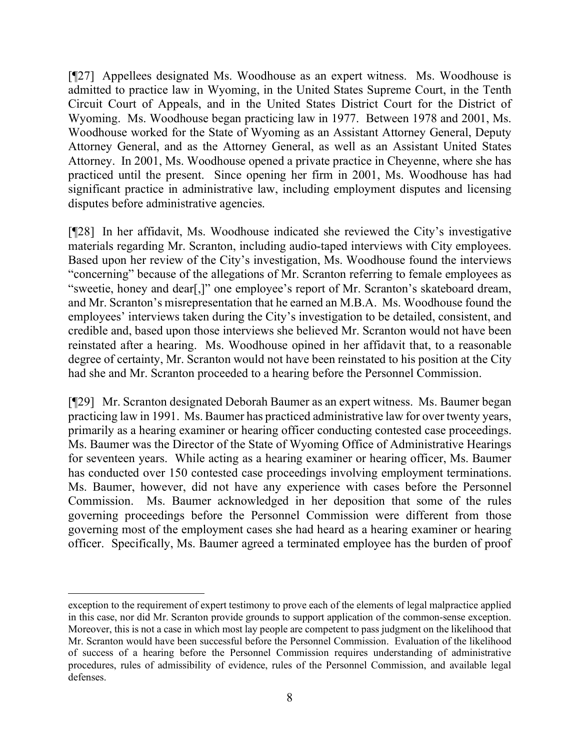[¶27] Appellees designated Ms. Woodhouse as an expert witness. Ms. Woodhouse is admitted to practice law in Wyoming, in the United States Supreme Court, in the Tenth Circuit Court of Appeals, and in the United States District Court for the District of Wyoming. Ms. Woodhouse began practicing law in 1977. Between 1978 and 2001, Ms. Woodhouse worked for the State of Wyoming as an Assistant Attorney General, Deputy Attorney General, and as the Attorney General, as well as an Assistant United States Attorney. In 2001, Ms. Woodhouse opened a private practice in Cheyenne, where she has practiced until the present. Since opening her firm in 2001, Ms. Woodhouse has had significant practice in administrative law, including employment disputes and licensing disputes before administrative agencies.

[¶28] In her affidavit, Ms. Woodhouse indicated she reviewed the City's investigative materials regarding Mr. Scranton, including audio-taped interviews with City employees. Based upon her review of the City's investigation, Ms. Woodhouse found the interviews "concerning" because of the allegations of Mr. Scranton referring to female employees as "sweetie, honey and dear[,]" one employee's report of Mr. Scranton's skateboard dream, and Mr. Scranton's misrepresentation that he earned an M.B.A. Ms. Woodhouse found the employees' interviews taken during the City's investigation to be detailed, consistent, and credible and, based upon those interviews she believed Mr. Scranton would not have been reinstated after a hearing. Ms. Woodhouse opined in her affidavit that, to a reasonable degree of certainty, Mr. Scranton would not have been reinstated to his position at the City had she and Mr. Scranton proceeded to a hearing before the Personnel Commission.

[¶29] Mr. Scranton designated Deborah Baumer as an expert witness. Ms. Baumer began practicing law in 1991. Ms. Baumer has practiced administrative law for over twenty years, primarily as a hearing examiner or hearing officer conducting contested case proceedings. Ms. Baumer was the Director of the State of Wyoming Office of Administrative Hearings for seventeen years. While acting as a hearing examiner or hearing officer, Ms. Baumer has conducted over 150 contested case proceedings involving employment terminations. Ms. Baumer, however, did not have any experience with cases before the Personnel Commission. Ms. Baumer acknowledged in her deposition that some of the rules governing proceedings before the Personnel Commission were different from those governing most of the employment cases she had heard as a hearing examiner or hearing officer. Specifically, Ms. Baumer agreed a terminated employee has the burden of proof

---

exception to the requirement of expert testimony to prove each of the elements of legal malpractice applied in this case, nor did Mr. Scranton provide grounds to support application of the common-sense exception. Moreover, this is not a case in which most lay people are competent to pass judgment on the likelihood that Mr. Scranton would have been successful before the Personnel Commission. Evaluation of the likelihood of success of a hearing before the Personnel Commission requires understanding of administrative procedures, rules of admissibility of evidence, rules of the Personnel Commission, and available legal defenses.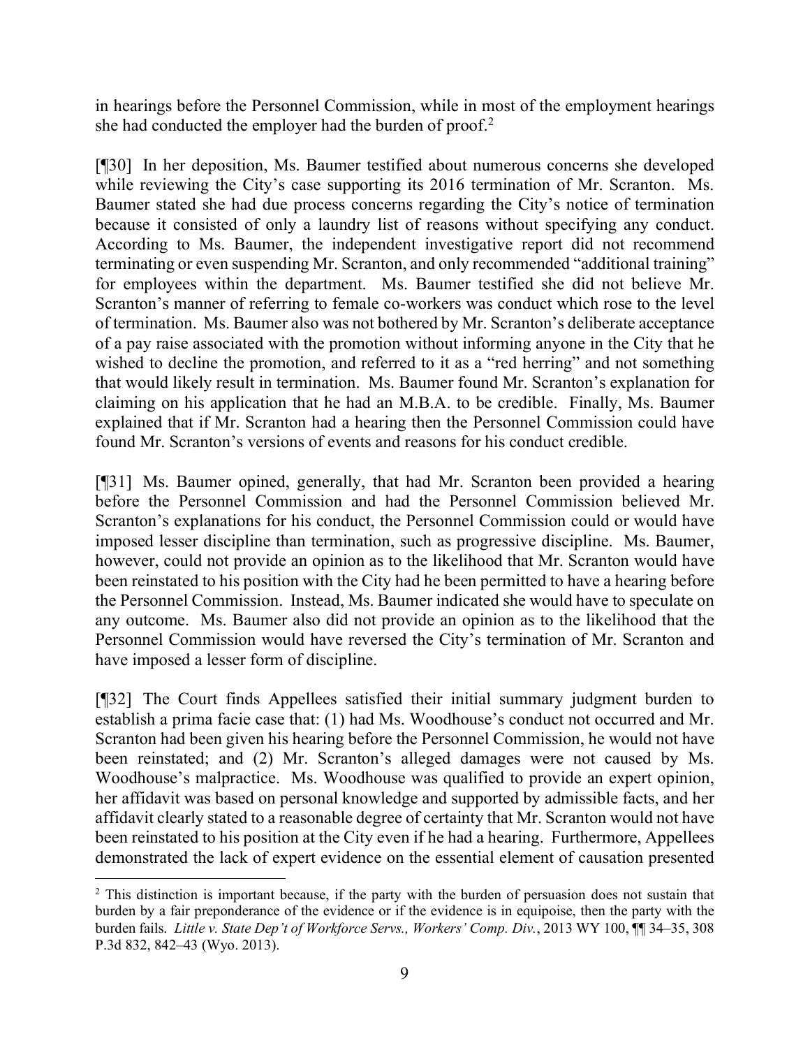in hearings before the Personnel Commission, while in most of the employment hearings she had conducted the employer had the burden of proof.[2]

[¶30] In her deposition, Ms. Baumer testified about numerous concerns she developed while reviewing the City's case supporting its 2016 termination of Mr. Scranton. Ms. Baumer stated she had due process concerns regarding the City's notice of termination because it consisted of only a laundry list of reasons without specifying any conduct. According to Ms. Baumer, the independent investigative report did not recommend terminating or even suspending Mr. Scranton, and only recommended "additional training" for employees within the department. Ms. Baumer testified she did not believe Mr. Scranton's manner of referring to female co-workers was conduct which rose to the level of termination. Ms. Baumer also was not bothered by Mr. Scranton's deliberate acceptance of a pay raise associated with the promotion without informing anyone in the City that he wished to decline the promotion, and referred to it as a "red herring" and not something that would likely result in termination. Ms. Baumer found Mr. Scranton's explanation for claiming on his application that he had an M.B.A. to be credible. Finally, Ms. Baumer explained that if Mr. Scranton had a hearing then the Personnel Commission could have found Mr. Scranton's versions of events and reasons for his conduct credible.

[¶31] Ms. Baumer opined, generally, that had Mr. Scranton been provided a hearing before the Personnel Commission and had the Personnel Commission believed Mr. Scranton's explanations for his conduct, the Personnel Commission could or would have imposed lesser discipline than termination, such as progressive discipline. Ms. Baumer, however, could not provide an opinion as to the likelihood that Mr. Scranton would have been reinstated to his position with the City had he been permitted to have a hearing before the Personnel Commission. Instead, Ms. Baumer indicated she would have to speculate on any outcome. Ms. Baumer also did not provide an opinion as to the likelihood that the Personnel Commission would have reversed the City's termination of Mr. Scranton and have imposed a lesser form of discipline.

[¶32] The Court finds Appellees satisfied their initial summary judgment burden to establish a prima facie case that: (1) had Ms. Woodhouse's conduct not occurred and Mr. Scranton had been given his hearing before the Personnel Commission, he would not have been reinstated; and (2) Mr. Scranton's alleged damages were not caused by Ms. Woodhouse's malpractice. Ms. Woodhouse was qualified to provide an expert opinion, her affidavit was based on personal knowledge and supported by admissible facts, and her affidavit clearly stated to a reasonable degree of certainty that Mr. Scranton would not have been reinstated to his position at the City even if he had a hearing. Furthermore, Appellees demonstrated the lack of expert evidence on the essential element of causation presented

---

[2] This distinction is important because, if the party with the burden of persuasion does not sustain that burden by a fair preponderance of the evidence or if the evidence is in equipoise, then the party with the burden fails. *Little v. State Dep't of Workforce Servs., Workers' Comp. Div.*, 2013 WY 100, ¶¶ 34–35, 308 P.3d 832, 842–43 (Wyo. 2013).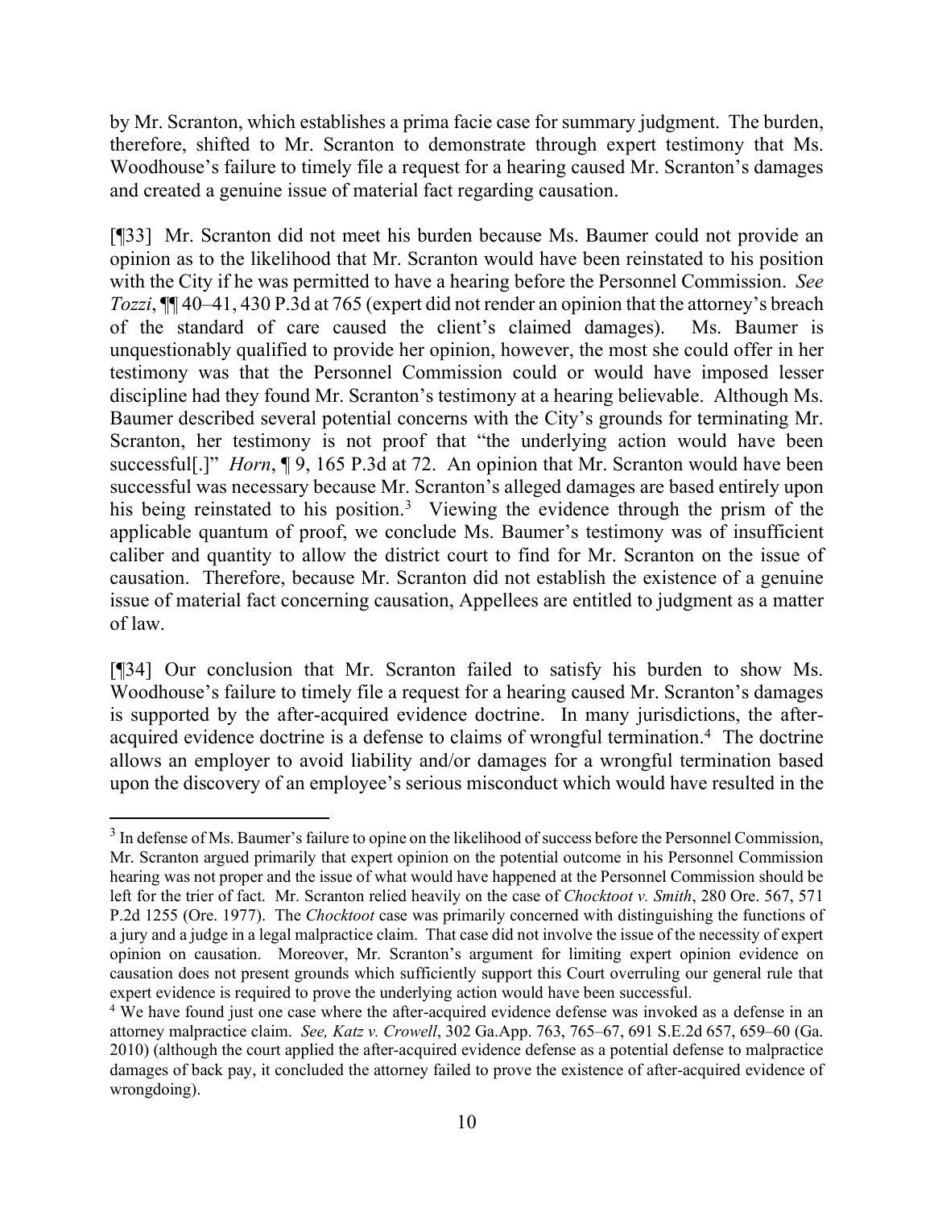by Mr. Scranton, which establishes a prima facie case for summary judgment. The burden, therefore, shifted to Mr. Scranton to demonstrate through expert testimony that Ms. Woodhouse's failure to timely file a request for a hearing caused Mr. Scranton's damages and created a genuine issue of material fact regarding causation.

[¶33] Mr. Scranton did not meet his burden because Ms. Baumer could not provide an opinion as to the likelihood that Mr. Scranton would have been reinstated to his position with the City if he was permitted to have a hearing before the Personnel Commission. *See Tozzi*, ¶¶ 40–41, 430 P.3d at 765 (expert did not render an opinion that the attorney's breach of the standard of care caused the client's claimed damages). Ms. Baumer is unquestionably qualified to provide her opinion, however, the most she could offer in her testimony was that the Personnel Commission could or would have imposed lesser discipline had they found Mr. Scranton's testimony at a hearing believable. Although Ms. Baumer described several potential concerns with the City's grounds for terminating Mr. Scranton, her testimony is not proof that "the underlying action would have been successful[.]" *Horn*, ¶ 9, 165 P.3d at 72. An opinion that Mr. Scranton would have been successful was necessary because Mr. Scranton's alleged damages are based entirely upon his being reinstated to his position.[3] Viewing the evidence through the prism of the applicable quantum of proof, we conclude Ms. Baumer's testimony was of insufficient caliber and quantity to allow the district court to find for Mr. Scranton on the issue of causation. Therefore, because Mr. Scranton did not establish the existence of a genuine issue of material fact concerning causation, Appellees are entitled to judgment as a matter of law.

[¶34] Our conclusion that Mr. Scranton failed to satisfy his burden to show Ms. Woodhouse's failure to timely file a request for a hearing caused Mr. Scranton's damages is supported by the after-acquired evidence doctrine. In many jurisdictions, the after-acquired evidence doctrine is a defense to claims of wrongful termination.[4] The doctrine allows an employer to avoid liability and/or damages for a wrongful termination based upon the discovery of an employee's serious misconduct which would have resulted in the

---

[3] In defense of Ms. Baumer's failure to opine on the likelihood of success before the Personnel Commission, Mr. Scranton argued primarily that expert opinion on the potential outcome in his Personnel Commission hearing was not proper and the issue of what would have happened at the Personnel Commission should be left for the trier of fact. Mr. Scranton relied heavily on the case of *Chocktoot v. Smith*, 280 Ore. 567, 571 P.2d 1255 (Ore. 1977). The *Chocktoot* case was primarily concerned with distinguishing the functions of a jury and a judge in a legal malpractice claim. That case did not involve the issue of the necessity of expert opinion on causation. Moreover, Mr. Scranton's argument for limiting expert opinion evidence on causation does not present grounds which sufficiently support this Court overruling our general rule that expert evidence is required to prove the underlying action would have been successful.

[4] We have found just one case where the after-acquired evidence defense was invoked as a defense in an attorney malpractice claim. *See, Katz v. Crowell*, 302 Ga.App. 763, 765–67, 691 S.E.2d 657, 659–60 (Ga. 2010) (although the court applied the after-acquired evidence defense as a potential defense to malpractice damages of back pay, it concluded the attorney failed to prove the existence of after-acquired evidence of wrongdoing).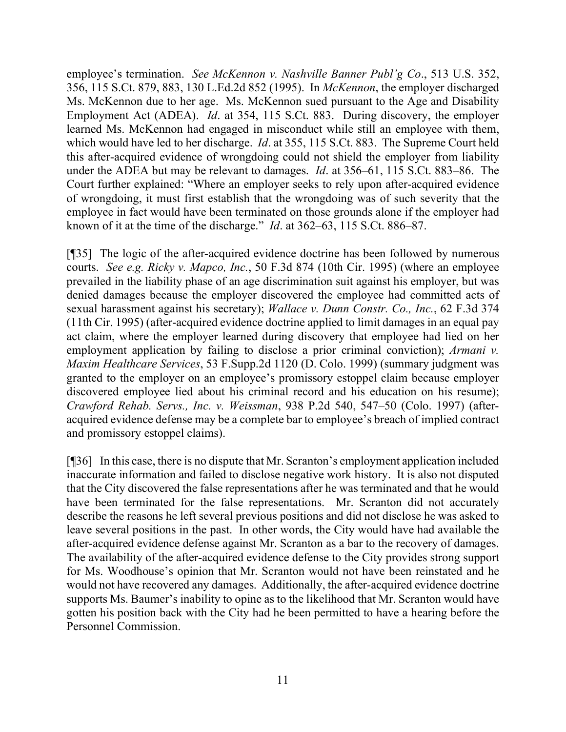employee's termination. *See McKennon v. Nashville Banner Publ'g Co*., 513 U.S. 352, 356, 115 S.Ct. 879, 883, 130 L.Ed.2d 852 (1995). In *McKennon*, the employer discharged Ms. McKennon due to her age. Ms. McKennon sued pursuant to the Age and Disability Employment Act (ADEA). *Id*. at 354, 115 S.Ct. 883. During discovery, the employer learned Ms. McKennon had engaged in misconduct while still an employee with them, which would have led to her discharge. *Id*. at 355, 115 S.Ct. 883. The Supreme Court held this after-acquired evidence of wrongdoing could not shield the employer from liability under the ADEA but may be relevant to damages. *Id*. at 356–61, 115 S.Ct. 883–86. The Court further explained: "Where an employer seeks to rely upon after-acquired evidence of wrongdoing, it must first establish that the wrongdoing was of such severity that the employee in fact would have been terminated on those grounds alone if the employer had known of it at the time of the discharge." *Id*. at 362–63, 115 S.Ct. 886–87.

[¶35] The logic of the after-acquired evidence doctrine has been followed by numerous courts. *See e.g. Ricky v. Mapco, Inc.*, 50 F.3d 874 (10th Cir. 1995) (where an employee prevailed in the liability phase of an age discrimination suit against his employer, but was denied damages because the employer discovered the employee had committed acts of sexual harassment against his secretary); *Wallace v. Dunn Constr. Co., Inc.*, 62 F.3d 374 (11th Cir. 1995) (after-acquired evidence doctrine applied to limit damages in an equal pay act claim, where the employer learned during discovery that employee had lied on her employment application by failing to disclose a prior criminal conviction); *Armani v. Maxim Healthcare Services*, 53 F.Supp.2d 1120 (D. Colo. 1999) (summary judgment was granted to the employer on an employee's promissory estoppel claim because employer discovered employee lied about his criminal record and his education on his resume); *Crawford Rehab. Servs., Inc. v. Weissman*, 938 P.2d 540, 547–50 (Colo. 1997) (after-acquired evidence defense may be a complete bar to employee's breach of implied contract and promissory estoppel claims).

[¶36] In this case, there is no dispute that Mr. Scranton's employment application included inaccurate information and failed to disclose negative work history. It is also not disputed that the City discovered the false representations after he was terminated and that he would have been terminated for the false representations. Mr. Scranton did not accurately describe the reasons he left several previous positions and did not disclose he was asked to leave several positions in the past. In other words, the City would have had available the after-acquired evidence defense against Mr. Scranton as a bar to the recovery of damages. The availability of the after-acquired evidence defense to the City provides strong support for Ms. Woodhouse's opinion that Mr. Scranton would not have been reinstated and he would not have recovered any damages. Additionally, the after-acquired evidence doctrine supports Ms. Baumer's inability to opine as to the likelihood that Mr. Scranton would have gotten his position back with the City had he been permitted to have a hearing before the Personnel Commission.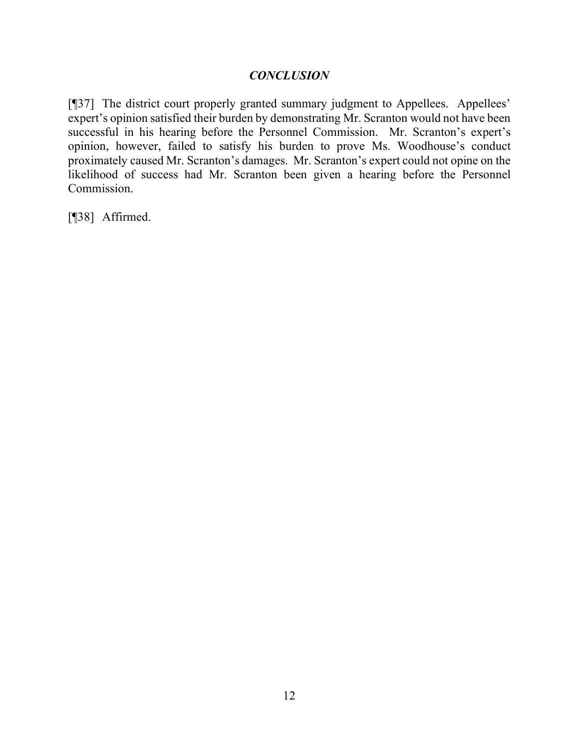## *CONCLUSION*

[¶37] The district court properly granted summary judgment to Appellees. Appellees' expert's opinion satisfied their burden by demonstrating Mr. Scranton would not have been successful in his hearing before the Personnel Commission. Mr. Scranton's expert's opinion, however, failed to satisfy his burden to prove Ms. Woodhouse's conduct proximately caused Mr. Scranton's damages. Mr. Scranton's expert could not opine on the likelihood of success had Mr. Scranton been given a hearing before the Personnel Commission.

[¶38] Affirmed.